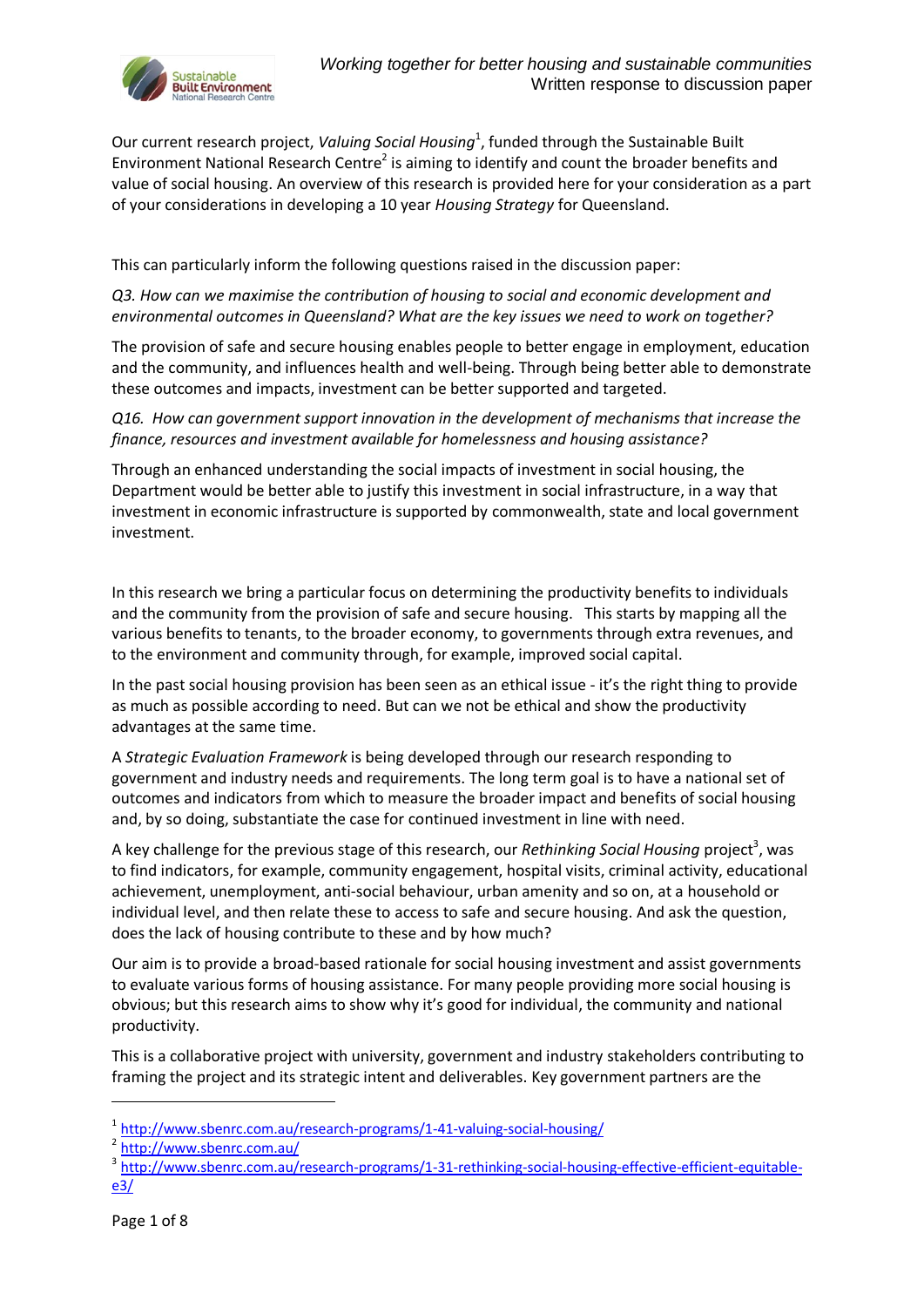*Working together for better housing and sustainable communities*
Written response to discussion paper

Our current research project, *Valuing Social Housing*[1], funded through the Sustainable Built Environment National Research Centre[2] is aiming to identify and count the broader benefits and value of social housing. An overview of this research is provided here for your consideration as a part of your considerations in developing a 10 year *Housing Strategy* for Queensland.

This can particularly inform the following questions raised in the discussion paper:

*Q3. How can we maximise the contribution of housing to social and economic development and environmental outcomes in Queensland? What are the key issues we need to work on together?*

The provision of safe and secure housing enables people to better engage in employment, education and the community, and influences health and well-being. Through being better able to demonstrate these outcomes and impacts, investment can be better supported and targeted.

*Q16. How can government support innovation in the development of mechanisms that increase the finance, resources and investment available for homelessness and housing assistance?*

Through an enhanced understanding the social impacts of investment in social housing, the Department would be better able to justify this investment in social infrastructure, in a way that investment in economic infrastructure is supported by commonwealth, state and local government investment.

In this research we bring a particular focus on determining the productivity benefits to individuals and the community from the provision of safe and secure housing. This starts by mapping all the various benefits to tenants, to the broader economy, to governments through extra revenues, and to the environment and community through, for example, improved social capital.

In the past social housing provision has been seen as an ethical issue - it's the right thing to provide as much as possible according to need. But can we not be ethical and show the productivity advantages at the same time.

A *Strategic Evaluation Framework* is being developed through our research responding to government and industry needs and requirements. The long term goal is to have a national set of outcomes and indicators from which to measure the broader impact and benefits of social housing and, by so doing, substantiate the case for continued investment in line with need.

A key challenge for the previous stage of this research, our *Rethinking Social Housing* project[3], was to find indicators, for example, community engagement, hospital visits, criminal activity, educational achievement, unemployment, anti-social behaviour, urban amenity and so on, at a household or individual level, and then relate these to access to safe and secure housing. And ask the question, does the lack of housing contribute to these and by how much?

Our aim is to provide a broad-based rationale for social housing investment and assist governments to evaluate various forms of housing assistance. For many people providing more social housing is obvious; but this research aims to show why it's good for individual, the community and national productivity.

This is a collaborative project with university, government and industry stakeholders contributing to framing the project and its strategic intent and deliverables. Key government partners are the

[1] http://www.sbenrc.com.au/research-programs/1-41-valuing-social-housing/

[2] http://www.sbenrc.com.au/

[3] http://www.sbenrc.com.au/research-programs/1-31-rethinking-social-housing-effective-efficient-equitable-e3/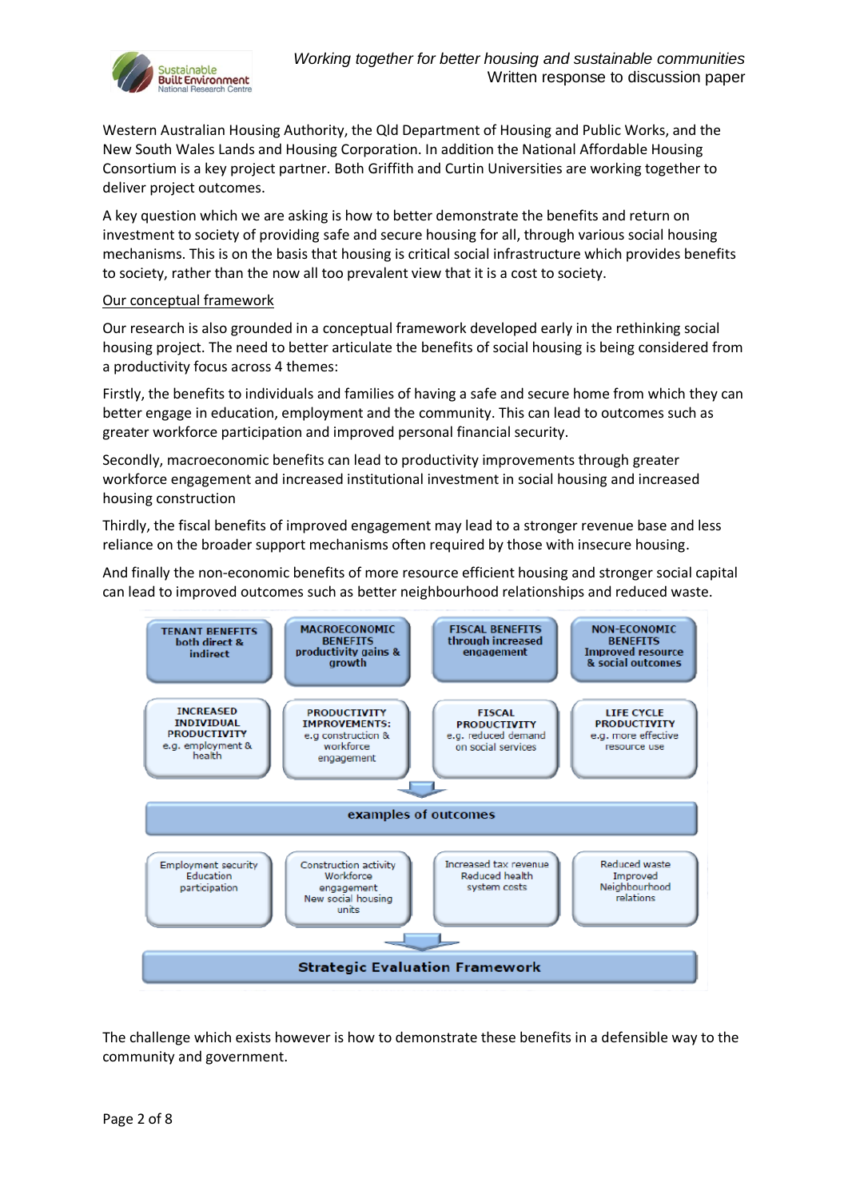Western Australian Housing Authority, the Qld Department of Housing and Public Works, and the New South Wales Lands and Housing Corporation. In addition the National Affordable Housing Consortium is a key project partner. Both Griffith and Curtin Universities are working together to deliver project outcomes.

A key question which we are asking is how to better demonstrate the benefits and return on investment to society of providing safe and secure housing for all, through various social housing mechanisms. This is on the basis that housing is critical social infrastructure which provides benefits to society, rather than the now all too prevalent view that it is a cost to society.

Our conceptual framework

Our research is also grounded in a conceptual framework developed early in the rethinking social housing project. The need to better articulate the benefits of social housing is being considered from a productivity focus across 4 themes:

Firstly, the benefits to individuals and families of having a safe and secure home from which they can better engage in education, employment and the community. This can lead to outcomes such as greater workforce participation and improved personal financial security.

Secondly, macroeconomic benefits can lead to productivity improvements through greater workforce engagement and increased institutional investment in social housing and increased housing construction

Thirdly, the fiscal benefits of improved engagement may lead to a stronger revenue base and less reliance on the broader support mechanisms often required by those with insecure housing.

And finally the non-economic benefits of more resource efficient housing and stronger social capital can lead to improved outcomes such as better neighbourhood relationships and reduced waste.

| TENANT BENEFITS both direct & indirect | MACROECONOMIC BENEFITS productivity gains & growth | FISCAL BENEFITS through increased engagement | NON-ECONOMIC BENEFITS Improved resource & social outcomes |
|---|---|---|---|
| INCREASED INDIVIDUAL PRODUCTIVITY e.g. employment & health | PRODUCTIVITY IMPROVEMENTS: e.g construction & workforce engagement | FISCAL PRODUCTIVITY e.g. reduced demand on social services | LIFE CYCLE PRODUCTIVITY e.g. more effective resource use |
| **examples of outcomes** | | | |
| Employment security Education participation | Construction activity Workforce engagement New social housing units | Increased tax revenue Reduced health system costs | Reduced waste Improved Neighbourhood relations |
| **Strategic Evaluation Framework** | | | |

The challenge which exists however is how to demonstrate these benefits in a defensible way to the community and government.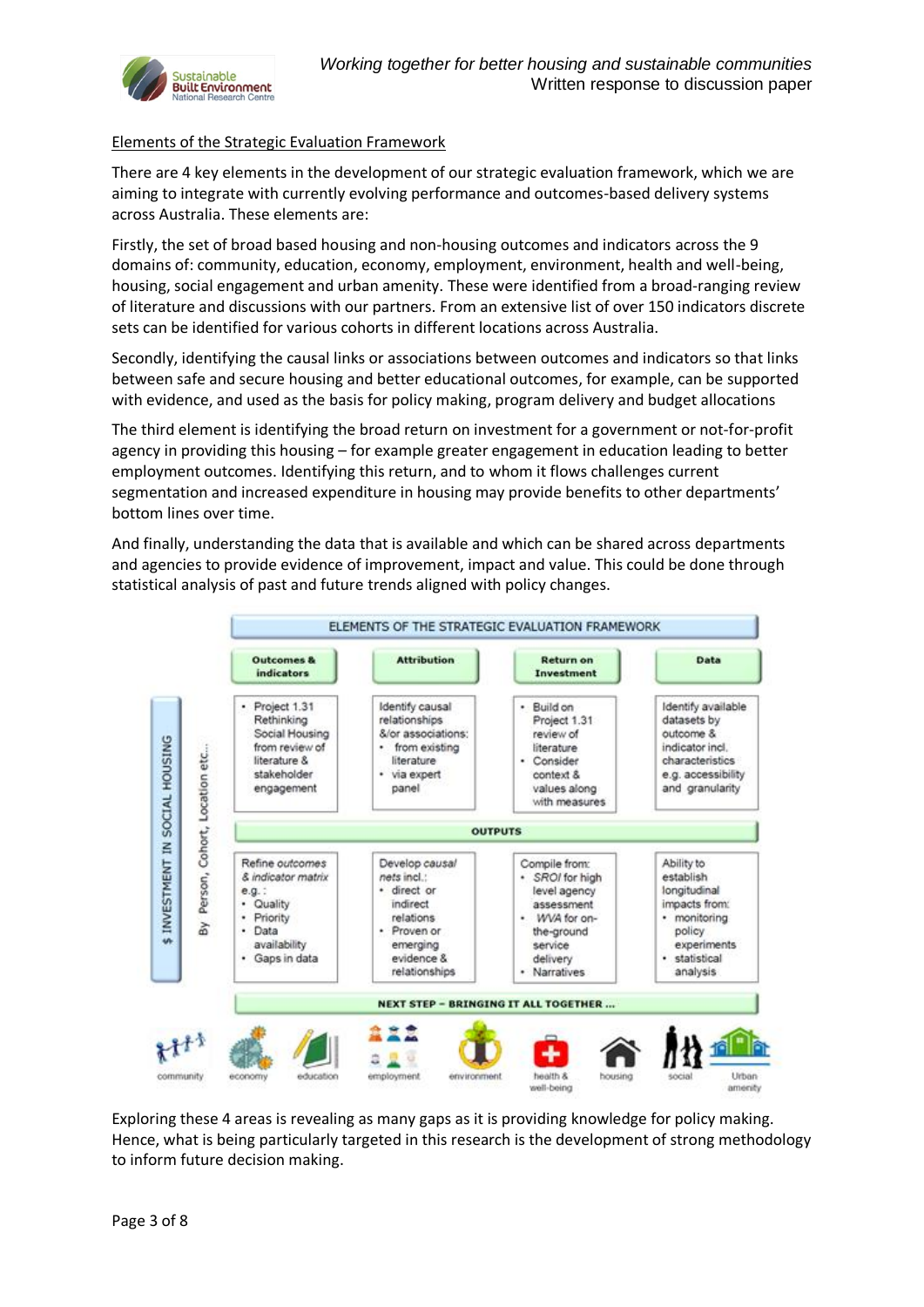## Elements of the Strategic Evaluation Framework

There are 4 key elements in the development of our strategic evaluation framework, which we are aiming to integrate with currently evolving performance and outcomes-based delivery systems across Australia. These elements are:

Firstly, the set of broad based housing and non-housing outcomes and indicators across the 9 domains of: community, education, economy, employment, environment, health and well-being, housing, social engagement and urban amenity. These were identified from a broad-ranging review of literature and discussions with our partners. From an extensive list of over 150 indicators discrete sets can be identified for various cohorts in different locations across Australia.

Secondly, identifying the causal links or associations between outcomes and indicators so that links between safe and secure housing and better educational outcomes, for example, can be supported with evidence, and used as the basis for policy making, program delivery and budget allocations

The third element is identifying the broad return on investment for a government or not-for-profit agency in providing this housing – for example greater engagement in education leading to better employment outcomes. Identifying this return, and to whom it flows challenges current segmentation and increased expenditure in housing may provide benefits to other departments' bottom lines over time.

And finally, understanding the data that is available and which can be shared across departments and agencies to provide evidence of improvement, impact and value. This could be done through statistical analysis of past and future trends aligned with policy changes.

**ELEMENTS OF THE STRATEGIC EVALUATION FRAMEWORK**

$ INVESTMENT IN SOCIAL HOUSING — By Person, Cohort, Location etc...

| Outcomes & indicators | Attribution | Return on Investment | Data |
|---|---|---|---|
| • Project 1.31 Rethinking Social Housing from review of literature & stakeholder engagement | Identify causal relationships &/or associations: • from existing literature • via expert panel | • Build on Project 1.31 review of literature • Consider context & values along with measures | Identify available datasets by outcome & indicator incl. characteristics e.g. accessibility and granularity |
| **OUTPUTS** | | | |
| *Refine outcomes & indicator matrix* e.g.: • Quality • Priority • Data availability • Gaps in data | *Develop causal nets* incl.: • direct or indirect relations • Proven or emerging evidence & relationships | Compile from: • *SROI* for high level agency assessment • *WVA* for on-the-ground service delivery • Narratives | Ability to establish longitudinal impacts from: • monitoring policy experiments • statistical analysis |

**NEXT STEP – BRINGING IT ALL TOGETHER ...**

community · economy · education · employment · environment · health & well-being · housing · social · Urban amenity

Exploring these 4 areas is revealing as many gaps as it is providing knowledge for policy making. Hence, what is being particularly targeted in this research is the development of strong methodology to inform future decision making.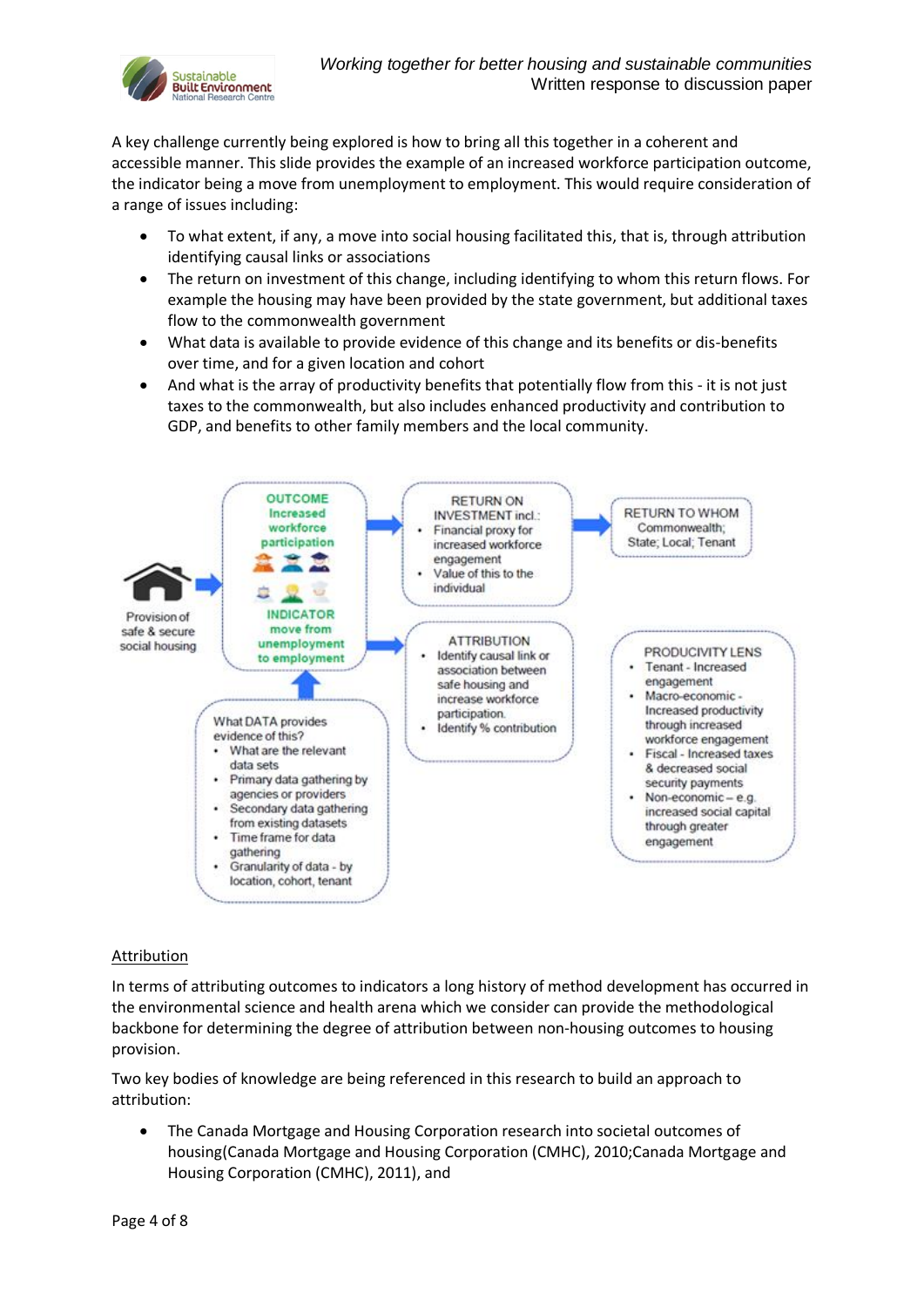A key challenge currently being explored is how to bring all this together in a coherent and accessible manner. This slide provides the example of an increased workforce participation outcome, the indicator being a move from unemployment to employment. This would require consideration of a range of issues including:

- To what extent, if any, a move into social housing facilitated this, that is, through attribution identifying causal links or associations
- The return on investment of this change, including identifying to whom this return flows. For example the housing may have been provided by the state government, but additional taxes flow to the commonwealth government
- What data is available to provide evidence of this change and its benefits or dis-benefits over time, and for a given location and cohort
- And what is the array of productivity benefits that potentially flow from this - it is not just taxes to the commonwealth, but also includes enhanced productivity and contribution to GDP, and benefits to other family members and the local community.

Provision of safe & secure social housing

OUTCOME Increased workforce participation

INDICATOR move from unemployment to employment

RETURN ON INVESTMENT incl.:
- Financial proxy for increased workforce engagement
- Value of this to the individual

RETURN TO WHOM Commonwealth; State; Local; Tenant

ATTRIBUTION
- Identify causal link or association between safe housing and increase workforce participation.
- Identify % contribution

PRODUCIVITY LENS
- Tenant - Increased engagement
- Macro-economic - Increased productivity through increased workforce engagement
- Fiscal - Increased taxes & decreased social security payments
- Non-economic – e.g. increased social capital through greater engagement

What DATA provides evidence of this?
- What are the relevant data sets
- Primary data gathering by agencies or providers
- Secondary data gathering from existing datasets
- Time frame for data gathering
- Granularity of data - by location, cohort, tenant

<u>Attribution</u>

In terms of attributing outcomes to indicators a long history of method development has occurred in the environmental science and health arena which we consider can provide the methodological backbone for determining the degree of attribution between non-housing outcomes to housing provision.

Two key bodies of knowledge are being referenced in this research to build an approach to attribution:

- The Canada Mortgage and Housing Corporation research into societal outcomes of housing(Canada Mortgage and Housing Corporation (CMHC), 2010;Canada Mortgage and Housing Corporation (CMHC), 2011), and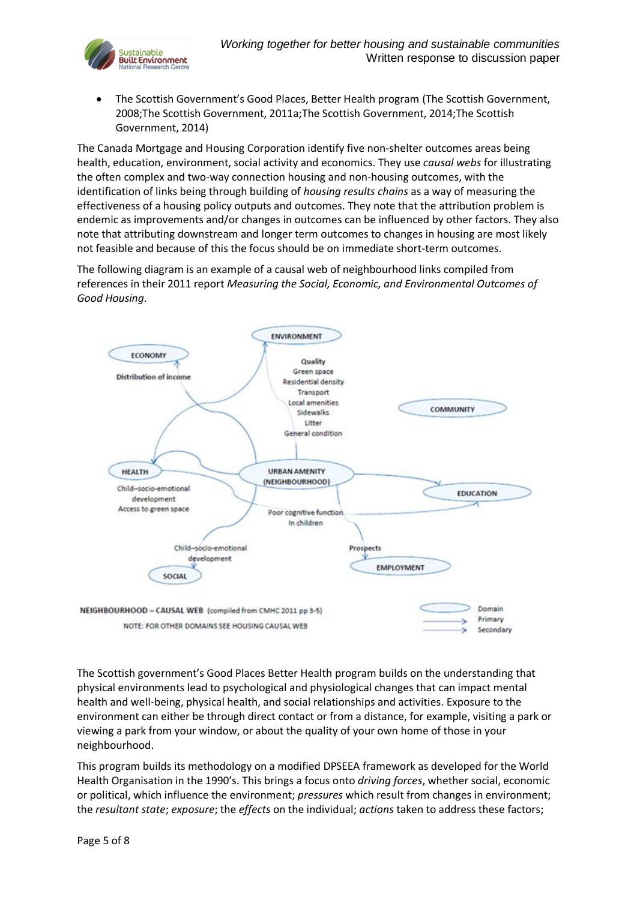- The Scottish Government's Good Places, Better Health program (The Scottish Government, 2008;The Scottish Government, 2011a;The Scottish Government, 2014;The Scottish Government, 2014)

The Canada Mortgage and Housing Corporation identify five non-shelter outcomes areas being health, education, environment, social activity and economics. They use *causal webs* for illustrating the often complex and two-way connection housing and non-housing outcomes, with the identification of links being through building of *housing results chains* as a way of measuring the effectiveness of a housing policy outputs and outcomes. They note that the attribution problem is endemic as improvements and/or changes in outcomes can be influenced by other factors. They also note that attributing downstream and longer term outcomes to changes in housing are most likely not feasible and because of this the focus should be on immediate short-term outcomes.

The following diagram is an example of a causal web of neighbourhood links compiled from references in their 2011 report *Measuring the Social, Economic, and Environmental Outcomes of Good Housing*.

ENVIRONMENT

ECONOMY

Distribution of income

Quality
Green space
Residential density
Transport
Local amenities
Sidewalks
Litter
General condition

COMMUNITY

HEALTH

Child–socio-emotional development
Access to green space

URBAN AMENITY (NEIGHBOURHOOD)

EDUCATION

Poor cognitive function in children

Child–socio-emotional development

Prospects

SOCIAL

EMPLOYMENT

NEIGHBOURHOOD – CAUSAL WEB (compiled from CMHC 2011 pp 3-5)

NOTE: FOR OTHER DOMAINS SEE HOUSING CAUSAL WEB

Domain
Primary
Secondary

The Scottish government's Good Places Better Health program builds on the understanding that physical environments lead to psychological and physiological changes that can impact mental health and well-being, physical health, and social relationships and activities. Exposure to the environment can either be through direct contact or from a distance, for example, visiting a park or viewing a park from your window, or about the quality of your own home of those in your neighbourhood.

This program builds its methodology on a modified DPSEEA framework as developed for the World Health Organisation in the 1990's. This brings a focus onto *driving forces*, whether social, economic or political, which influence the environment; *pressures* which result from changes in environment; the *resultant state*; *exposure*; the *effects* on the individual; *actions* taken to address these factors;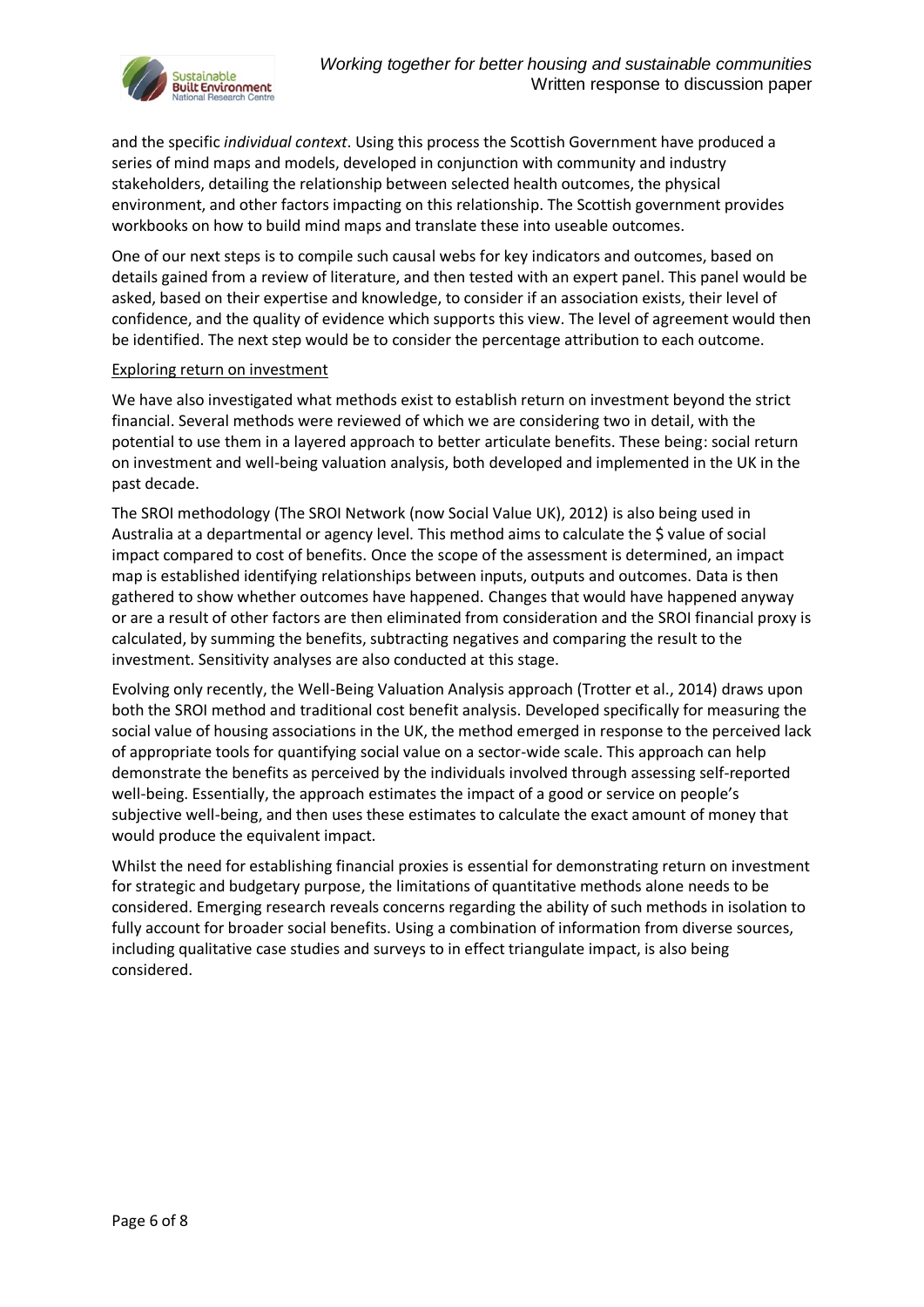and the specific *individual context*. Using this process the Scottish Government have produced a series of mind maps and models, developed in conjunction with community and industry stakeholders, detailing the relationship between selected health outcomes, the physical environment, and other factors impacting on this relationship. The Scottish government provides workbooks on how to build mind maps and translate these into useable outcomes.

One of our next steps is to compile such causal webs for key indicators and outcomes, based on details gained from a review of literature, and then tested with an expert panel. This panel would be asked, based on their expertise and knowledge, to consider if an association exists, their level of confidence, and the quality of evidence which supports this view. The level of agreement would then be identified. The next step would be to consider the percentage attribution to each outcome.

Exploring return on investment

We have also investigated what methods exist to establish return on investment beyond the strict financial. Several methods were reviewed of which we are considering two in detail, with the potential to use them in a layered approach to better articulate benefits. These being: social return on investment and well-being valuation analysis, both developed and implemented in the UK in the past decade.

The SROI methodology (The SROI Network (now Social Value UK), 2012) is also being used in Australia at a departmental or agency level. This method aims to calculate the $ value of social impact compared to cost of benefits. Once the scope of the assessment is determined, an impact map is established identifying relationships between inputs, outputs and outcomes. Data is then gathered to show whether outcomes have happened. Changes that would have happened anyway or are a result of other factors are then eliminated from consideration and the SROI financial proxy is calculated, by summing the benefits, subtracting negatives and comparing the result to the investment. Sensitivity analyses are also conducted at this stage.

Evolving only recently, the Well-Being Valuation Analysis approach (Trotter et al., 2014) draws upon both the SROI method and traditional cost benefit analysis. Developed specifically for measuring the social value of housing associations in the UK, the method emerged in response to the perceived lack of appropriate tools for quantifying social value on a sector-wide scale. This approach can help demonstrate the benefits as perceived by the individuals involved through assessing self-reported well-being. Essentially, the approach estimates the impact of a good or service on people's subjective well-being, and then uses these estimates to calculate the exact amount of money that would produce the equivalent impact.

Whilst the need for establishing financial proxies is essential for demonstrating return on investment for strategic and budgetary purpose, the limitations of quantitative methods alone needs to be considered. Emerging research reveals concerns regarding the ability of such methods in isolation to fully account for broader social benefits. Using a combination of information from diverse sources, including qualitative case studies and surveys to in effect triangulate impact, is also being considered.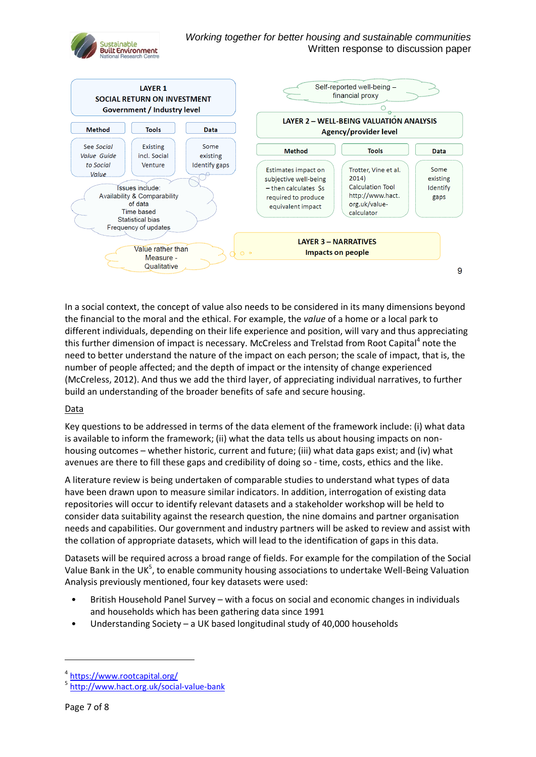LAYER 1
SOCIAL RETURN ON INVESTMENT
Government / Industry level

| Method | Tools | Data |
| --- | --- | --- |
| See *Social Value Guide to Social Value* | Existing incl. Social Venture | Some existing Identify gaps |

Issues include:
Availability & Comparability of data
Time based
Statistical bias
Frequency of updates

Value rather than Measure - Qualitative

Self-reported well-being – financial proxy

LAYER 2 – WELL-BEING VALUATION ANALYSIS
Agency/provider level

| Method | Tools | Data |
| --- | --- | --- |
| Estimates impact on subjective well-being – then calculates $s required to produce equivalent impact | Trotter, Vine et al. 2014) Calculation Tool http://www.hact.org.uk/value-calculator | Some existing Identify gaps |

LAYER 3 – NARRATIVES
Impacts on people

9

In a social context, the concept of value also needs to be considered in its many dimensions beyond the financial to the moral and the ethical. For example, the *value* of a home or a local park to different individuals, depending on their life experience and position, will vary and thus appreciating this further dimension of impact is necessary. McCreless and Trelstad from Root Capital[4] note the need to better understand the nature of the impact on each person; the scale of impact, that is, the number of people affected; and the depth of impact or the intensity of change experienced (McCreless, 2012). And thus we add the third layer, of appreciating individual narratives, to further build an understanding of the broader benefits of safe and secure housing.

## Data

Key questions to be addressed in terms of the data element of the framework include: (i) what data is available to inform the framework; (ii) what the data tells us about housing impacts on non-housing outcomes – whether historic, current and future; (iii) what data gaps exist; and (iv) what avenues are there to fill these gaps and credibility of doing so - time, costs, ethics and the like.

A literature review is being undertaken of comparable studies to understand what types of data have been drawn upon to measure similar indicators. In addition, interrogation of existing data repositories will occur to identify relevant datasets and a stakeholder workshop will be held to consider data suitability against the research question, the nine domains and partner organisation needs and capabilities. Our government and industry partners will be asked to review and assist with the collation of appropriate datasets, which will lead to the identification of gaps in this data.

Datasets will be required across a broad range of fields. For example for the compilation of the Social Value Bank in the UK[5], to enable community housing associations to undertake Well-Being Valuation Analysis previously mentioned, four key datasets were used:

- British Household Panel Survey – with a focus on social and economic changes in individuals and households which has been gathering data since 1991
- Understanding Society – a UK based longitudinal study of 40,000 households

[4] https://www.rootcapital.org/
[5] http://www.hact.org.uk/social-value-bank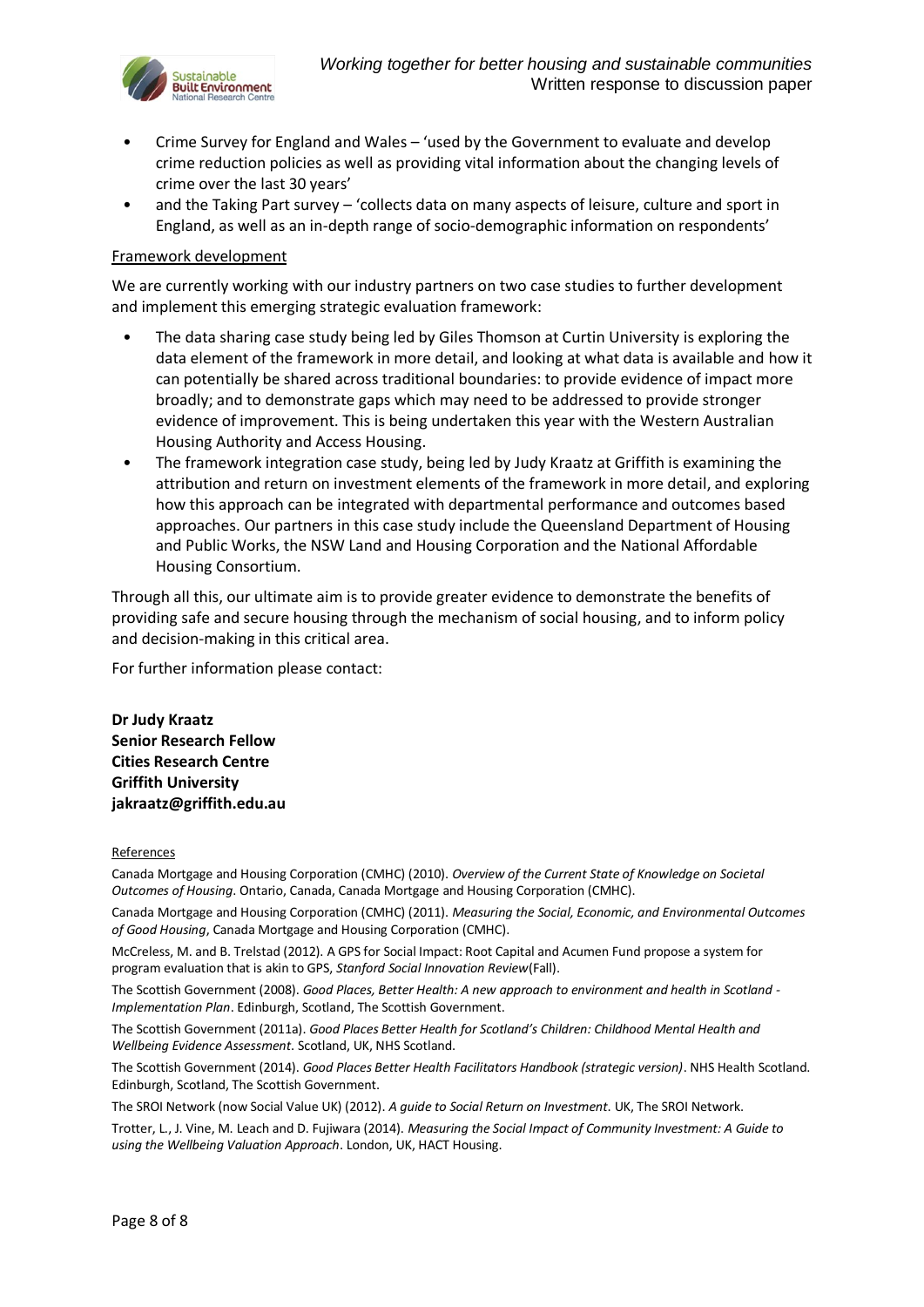- Crime Survey for England and Wales – 'used by the Government to evaluate and develop crime reduction policies as well as providing vital information about the changing levels of crime over the last 30 years'
- and the Taking Part survey – 'collects data on many aspects of leisure, culture and sport in England, as well as an in-depth range of socio-demographic information on respondents'

Framework development

We are currently working with our industry partners on two case studies to further development and implement this emerging strategic evaluation framework:

- The data sharing case study being led by Giles Thomson at Curtin University is exploring the data element of the framework in more detail, and looking at what data is available and how it can potentially be shared across traditional boundaries: to provide evidence of impact more broadly; and to demonstrate gaps which may need to be addressed to provide stronger evidence of improvement. This is being undertaken this year with the Western Australian Housing Authority and Access Housing.
- The framework integration case study, being led by Judy Kraatz at Griffith is examining the attribution and return on investment elements of the framework in more detail, and exploring how this approach can be integrated with departmental performance and outcomes based approaches. Our partners in this case study include the Queensland Department of Housing and Public Works, the NSW Land and Housing Corporation and the National Affordable Housing Consortium.

Through all this, our ultimate aim is to provide greater evidence to demonstrate the benefits of providing safe and secure housing through the mechanism of social housing, and to inform policy and decision-making in this critical area.

For further information please contact:

**Dr Judy Kraatz**
**Senior Research Fellow**
**Cities Research Centre**
**Griffith University**
**jakraatz@griffith.edu.au**

References

Canada Mortgage and Housing Corporation (CMHC) (2010). *Overview of the Current State of Knowledge on Societal Outcomes of Housing*. Ontario, Canada, Canada Mortgage and Housing Corporation (CMHC).

Canada Mortgage and Housing Corporation (CMHC) (2011). *Measuring the Social, Economic, and Environmental Outcomes of Good Housing*, Canada Mortgage and Housing Corporation (CMHC).

McCreless, M. and B. Trelstad (2012). A GPS for Social Impact: Root Capital and Acumen Fund propose a system for program evaluation that is akin to GPS, *Stanford Social Innovation Review*(Fall).

The Scottish Government (2008). *Good Places, Better Health: A new approach to environment and health in Scotland - Implementation Plan*. Edinburgh, Scotland, The Scottish Government.

The Scottish Government (2011a). *Good Places Better Health for Scotland's Children: Childhood Mental Health and Wellbeing Evidence Assessment*. Scotland, UK, NHS Scotland.

The Scottish Government (2014). *Good Places Better Health Facilitators Handbook (strategic version)*. NHS Health Scotland. Edinburgh, Scotland, The Scottish Government.

The SROI Network (now Social Value UK) (2012). *A guide to Social Return on Investment*. UK, The SROI Network.

Trotter, L., J. Vine, M. Leach and D. Fujiwara (2014). *Measuring the Social Impact of Community Investment: A Guide to using the Wellbeing Valuation Approach*. London, UK, HACT Housing.